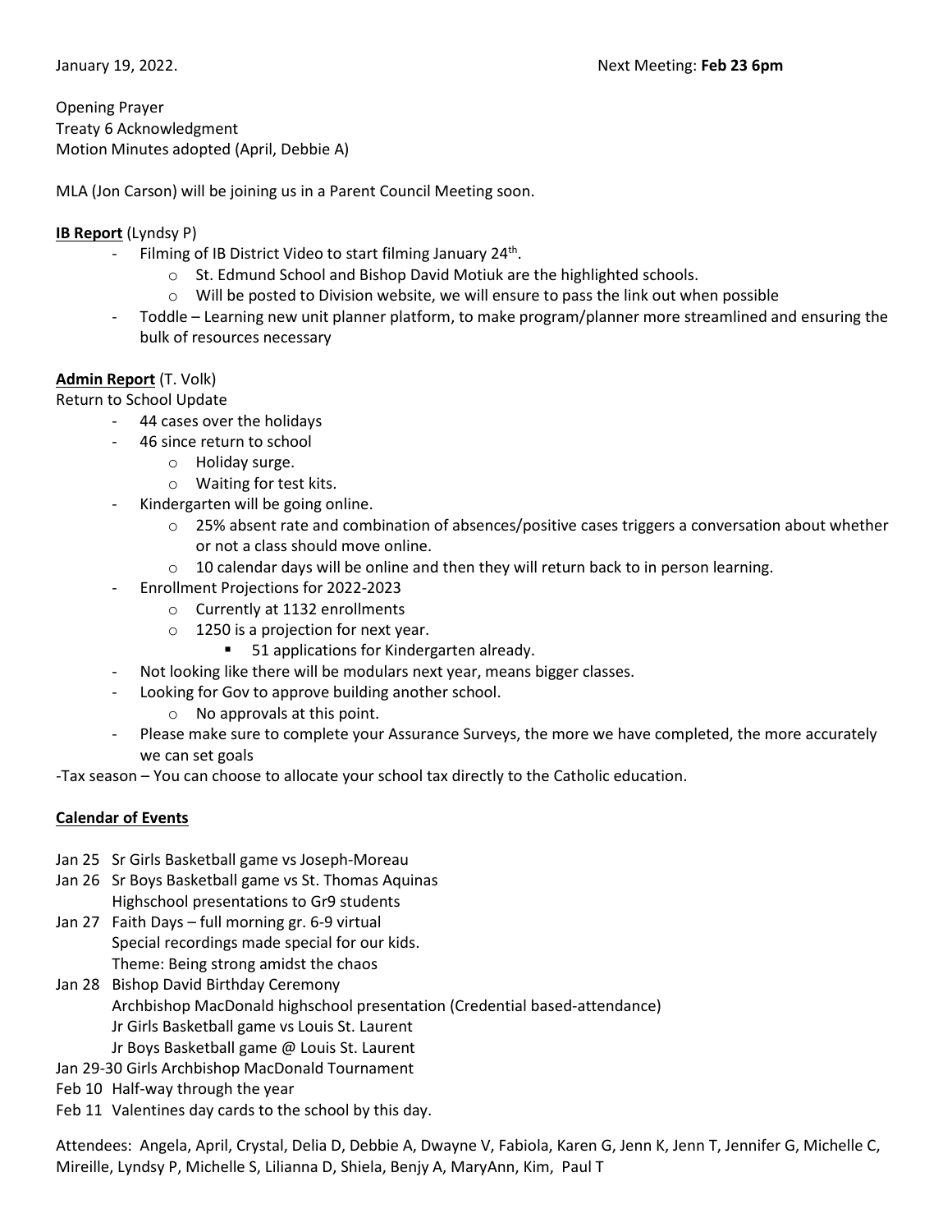January 19, 2022. Next Meeting: **Feb 23 6pm**

Opening Prayer
Treaty 6 Acknowledgment
Motion Minutes adopted (April, Debbie A)

MLA (Jon Carson) will be joining us in a Parent Council Meeting soon.

**IB Report** (Lyndsy P)

- Filming of IB District Video to start filming January 24th.
  - St. Edmund School and Bishop David Motiuk are the highlighted schools.
  - Will be posted to Division website, we will ensure to pass the link out when possible
- Toddle – Learning new unit planner platform, to make program/planner more streamlined and ensuring the bulk of resources necessary

**Admin Report** (T. Volk)

Return to School Update

- 44 cases over the holidays
- 46 since return to school
  - Holiday surge.
  - Waiting for test kits.
- Kindergarten will be going online.
  - 25% absent rate and combination of absences/positive cases triggers a conversation about whether or not a class should move online.
  - 10 calendar days will be online and then they will return back to in person learning.
- Enrollment Projections for 2022-2023
  - Currently at 1132 enrollments
  - 1250 is a projection for next year.
    - 51 applications for Kindergarten already.
- Not looking like there will be modulars next year, means bigger classes.
- Looking for Gov to approve building another school.
  - No approvals at this point.
- Please make sure to complete your Assurance Surveys, the more we have completed, the more accurately we can set goals

-Tax season – You can choose to allocate your school tax directly to the Catholic education.

**Calendar of Events**

Jan 25 Sr Girls Basketball game vs Joseph-Moreau
Jan 26 Sr Boys Basketball game vs St. Thomas Aquinas
Highschool presentations to Gr9 students
Jan 27 Faith Days – full morning gr. 6-9 virtual
Special recordings made special for our kids.
Theme: Being strong amidst the chaos
Jan 28 Bishop David Birthday Ceremony
Archbishop MacDonald highschool presentation (Credential based-attendance)
Jr Girls Basketball game vs Louis St. Laurent
Jr Boys Basketball game @ Louis St. Laurent
Jan 29-30 Girls Archbishop MacDonald Tournament
Feb 10 Half-way through the year
Feb 11 Valentines day cards to the school by this day.

Attendees: Angela, April, Crystal, Delia D, Debbie A, Dwayne V, Fabiola, Karen G, Jenn K, Jenn T, Jennifer G, Michelle C, Mireille, Lyndsy P, Michelle S, Lilianna D, Shiela, Benjy A, MaryAnn, Kim, Paul T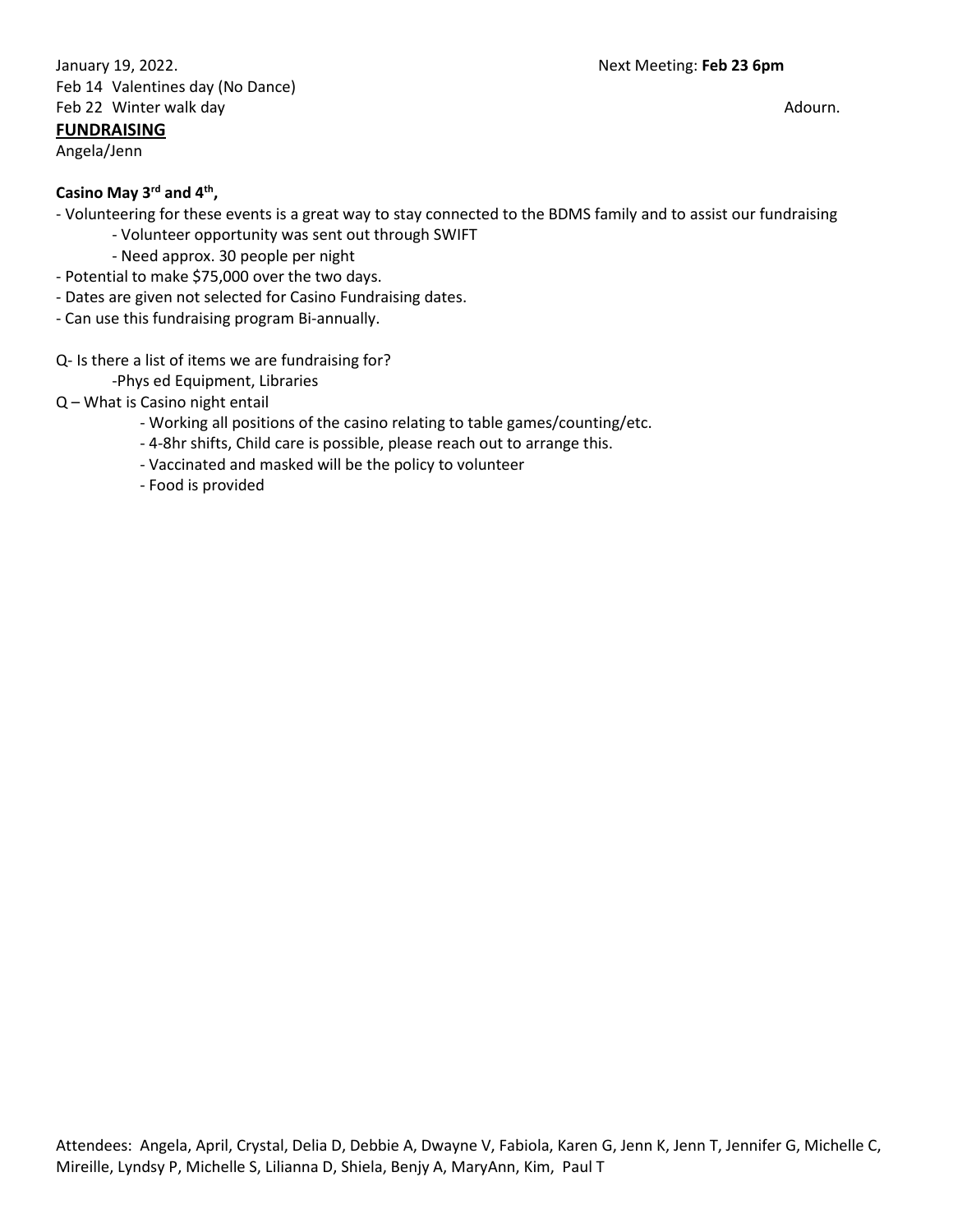January 19, 2022.

Next Meeting: **Feb 23 6pm**

Feb 14 Valentines day (No Dance)

Feb 22 Winter walk day

Adourn.

**FUNDRAISING**

Angela/Jenn

**Casino May 3rd and 4th,**

- Volunteering for these events is a great way to stay connected to the BDMS family and to assist our fundraising
    - Volunteer opportunity was sent out through SWIFT
    - Need approx. 30 people per night
- Potential to make $75,000 over the two days.
- Dates are given not selected for Casino Fundraising dates.
- Can use this fundraising program Bi-annually.

Q- Is there a list of items we are fundraising for?

-Phys ed Equipment, Libraries

Q – What is Casino night entail

- Working all positions of the casino relating to table games/counting/etc.
- 4-8hr shifts, Child care is possible, please reach out to arrange this.
- Vaccinated and masked will be the policy to volunteer
- Food is provided

Attendees: Angela, April, Crystal, Delia D, Debbie A, Dwayne V, Fabiola, Karen G, Jenn K, Jenn T, Jennifer G, Michelle C, Mireille, Lyndsy P, Michelle S, Lilianna D, Shiela, Benjy A, MaryAnn, Kim, Paul T